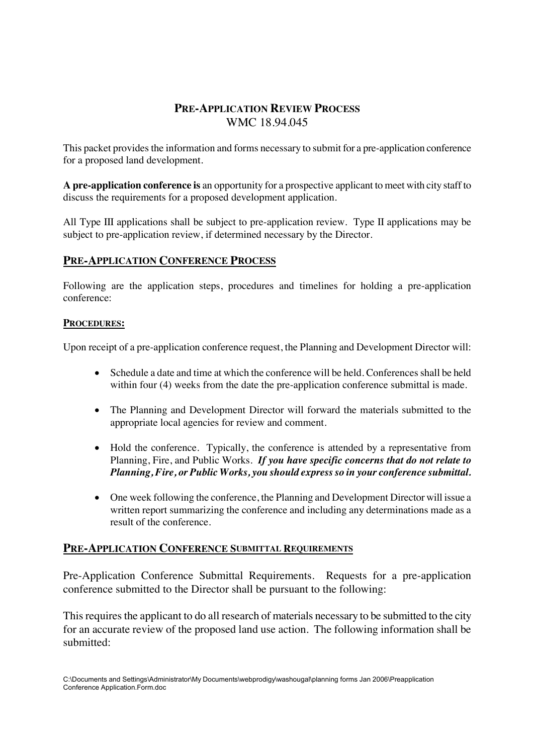# PRE-APPLICATION REVIEW PROCESS
WMC 18.94.045

This packet provides the information and forms necessary to submit for a pre-application conference for a proposed land development.

**A pre-application conference is** an opportunity for a prospective applicant to meet with city staff to discuss the requirements for a proposed development application.

All Type III applications shall be subject to pre-application review. Type II applications may be subject to pre-application review, if determined necessary by the Director.

## PRE-APPLICATION CONFERENCE PROCESS

Following are the application steps, procedures and timelines for holding a pre-application conference:

### PROCEDURES:

Upon receipt of a pre-application conference request, the Planning and Development Director will:

- Schedule a date and time at which the conference will be held. Conferences shall be held within four (4) weeks from the date the pre-application conference submittal is made.
- The Planning and Development Director will forward the materials submitted to the appropriate local agencies for review and comment.
- Hold the conference. Typically, the conference is attended by a representative from Planning, Fire, and Public Works. ***If you have specific concerns that do not relate to Planning, Fire, or Public Works, you should express so in your conference submittal.***
- One week following the conference, the Planning and Development Director will issue a written report summarizing the conference and including any determinations made as a result of the conference.

## PRE-APPLICATION CONFERENCE SUBMITTAL REQUIREMENTS

Pre-Application Conference Submittal Requirements. Requests for a pre-application conference submitted to the Director shall be pursuant to the following:

This requires the applicant to do all research of materials necessary to be submitted to the city for an accurate review of the proposed land use action. The following information shall be submitted: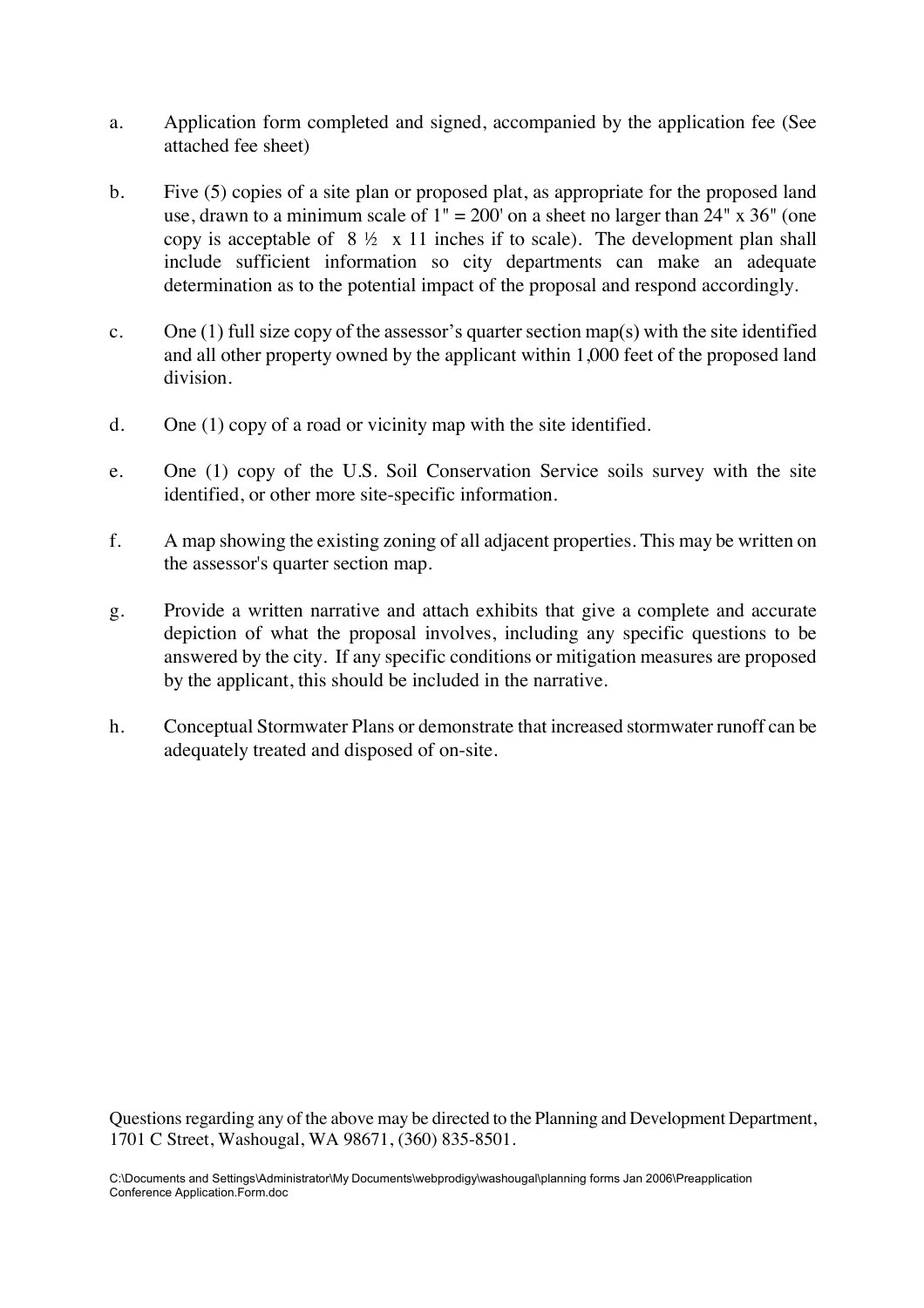a. Application form completed and signed, accompanied by the application fee (See attached fee sheet)

b. Five (5) copies of a site plan or proposed plat, as appropriate for the proposed land use, drawn to a minimum scale of 1" = 200' on a sheet no larger than 24" x 36" (one copy is acceptable of 8 ½ x 11 inches if to scale). The development plan shall include sufficient information so city departments can make an adequate determination as to the potential impact of the proposal and respond accordingly.

c. One (1) full size copy of the assessor's quarter section map(s) with the site identified and all other property owned by the applicant within 1,000 feet of the proposed land division.

d. One (1) copy of a road or vicinity map with the site identified.

e. One (1) copy of the U.S. Soil Conservation Service soils survey with the site identified, or other more site-specific information.

f. A map showing the existing zoning of all adjacent properties. This may be written on the assessor's quarter section map.

g. Provide a written narrative and attach exhibits that give a complete and accurate depiction of what the proposal involves, including any specific questions to be answered by the city. If any specific conditions or mitigation measures are proposed by the applicant, this should be included in the narrative.

h. Conceptual Stormwater Plans or demonstrate that increased stormwater runoff can be adequately treated and disposed of on-site.

Questions regarding any of the above may be directed to the Planning and Development Department, 1701 C Street, Washougal, WA 98671, (360) 835-8501.

C:\Documents and Settings\Administrator\My Documents\webprodigy\washougal\planning forms Jan 2006\Preapplication Conference Application.Form.doc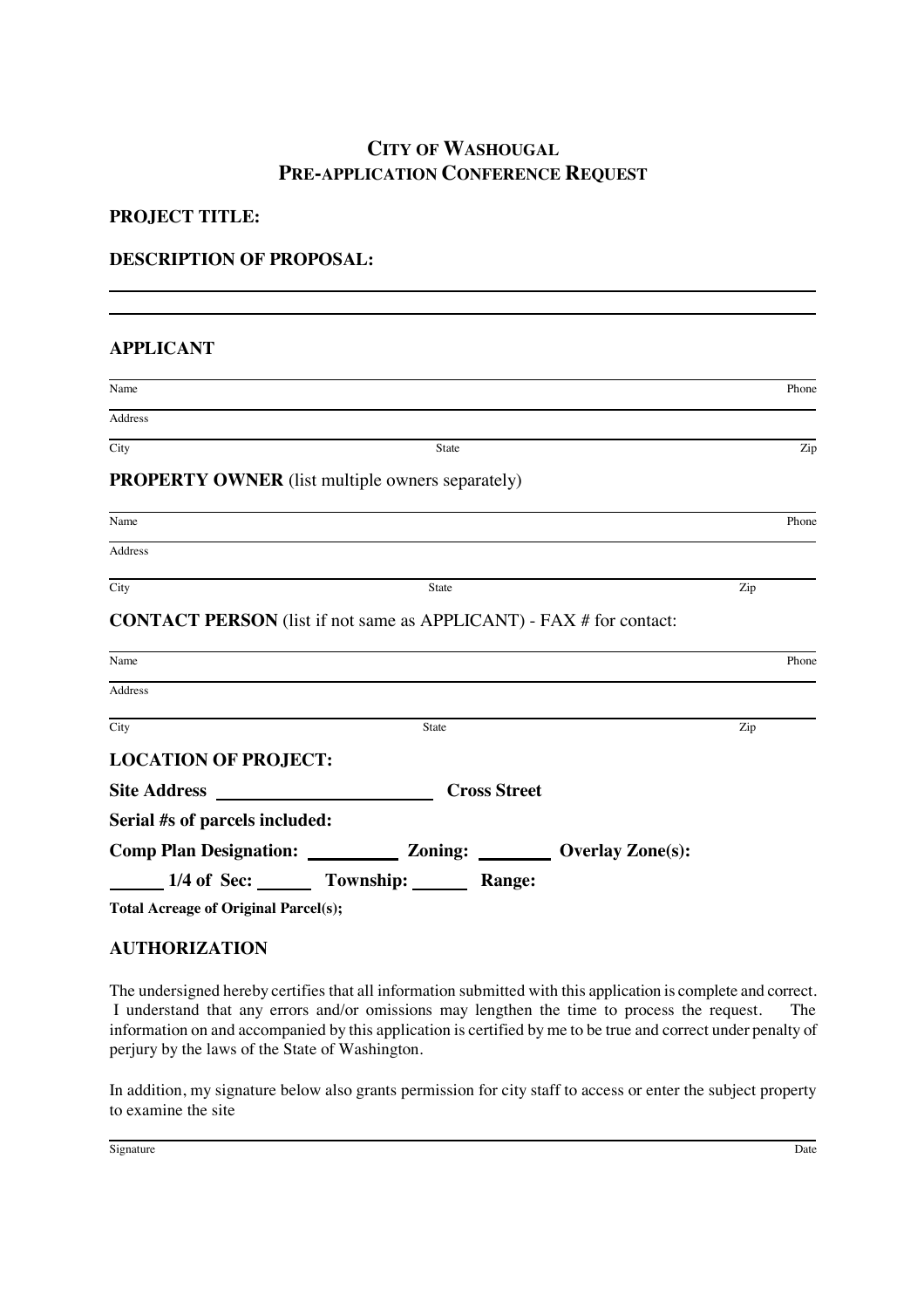# CITY OF WASHOUGAL
# PRE-APPLICATION CONFERENCE REQUEST

**PROJECT TITLE:**

**DESCRIPTION OF PROPOSAL:**

______________________________________________________________________

______________________________________________________________________

## APPLICANT

______________________________________________________________________
Name                                                                                                    Phone

______________________________________________________________________
Address

______________________________________________________________________
City                                        State                                        Zip

## PROPERTY OWNER (list multiple owners separately)

______________________________________________________________________
Name                                                                                                    Phone

______________________________________________________________________
Address

______________________________________________________________________
City                                        State                                        Zip

## CONTACT PERSON (list if not same as APPLICANT) - FAX # for contact:

______________________________________________________________________
Name                                                                                                    Phone

______________________________________________________________________
Address

______________________________________________________________________
City                                        State                                        Zip

## LOCATION OF PROJECT:

**Site Address** ______________________ **Cross Street**

**Serial #s of parcels included:**

**Comp Plan Designation:** __________ **Zoning:** ________ **Overlay Zone(s):**

______ **1/4 of Sec:** ______ **Township:** ______ **Range:**

**Total Acreage of Original Parcel(s);**

## AUTHORIZATION

The undersigned hereby certifies that all information submitted with this application is complete and correct. I understand that any errors and/or omissions may lengthen the time to process the request. The information on and accompanied by this application is certified by me to be true and correct under penalty of perjury by the laws of the State of Washington.

In addition, my signature below also grants permission for city staff to access or enter the subject property to examine the site

______________________________________________________________________
Signature                                                                                                    Date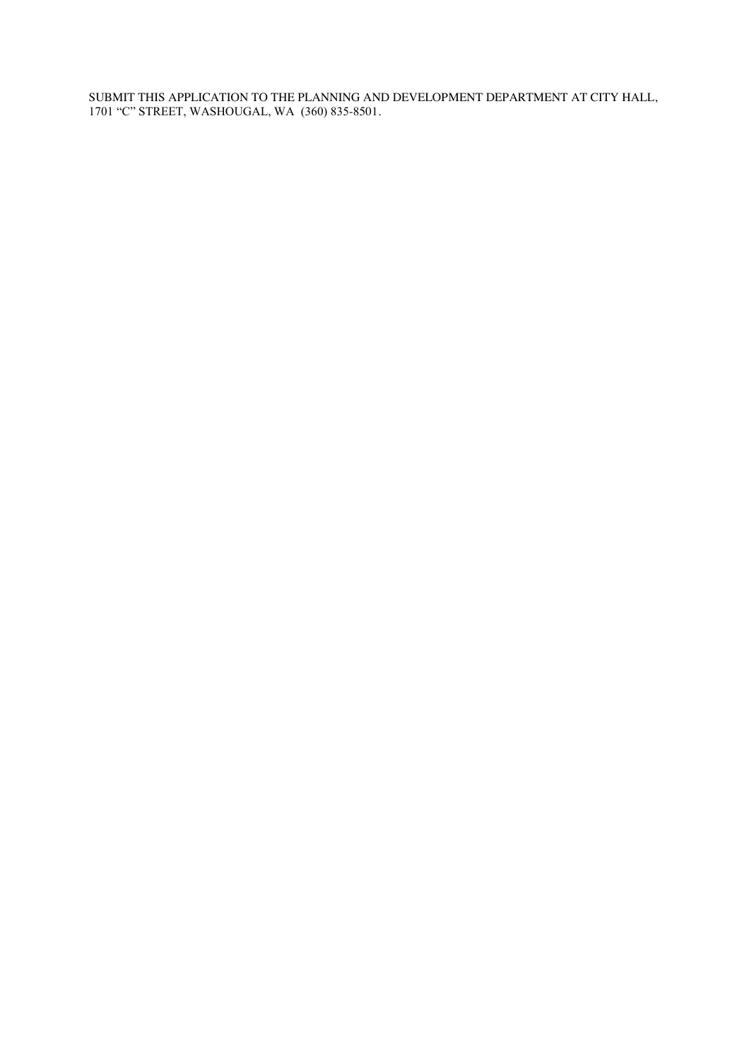SUBMIT THIS APPLICATION TO THE PLANNING AND DEVELOPMENT DEPARTMENT AT CITY HALL, 1701 "C" STREET, WASHOUGAL, WA (360) 835-8501.